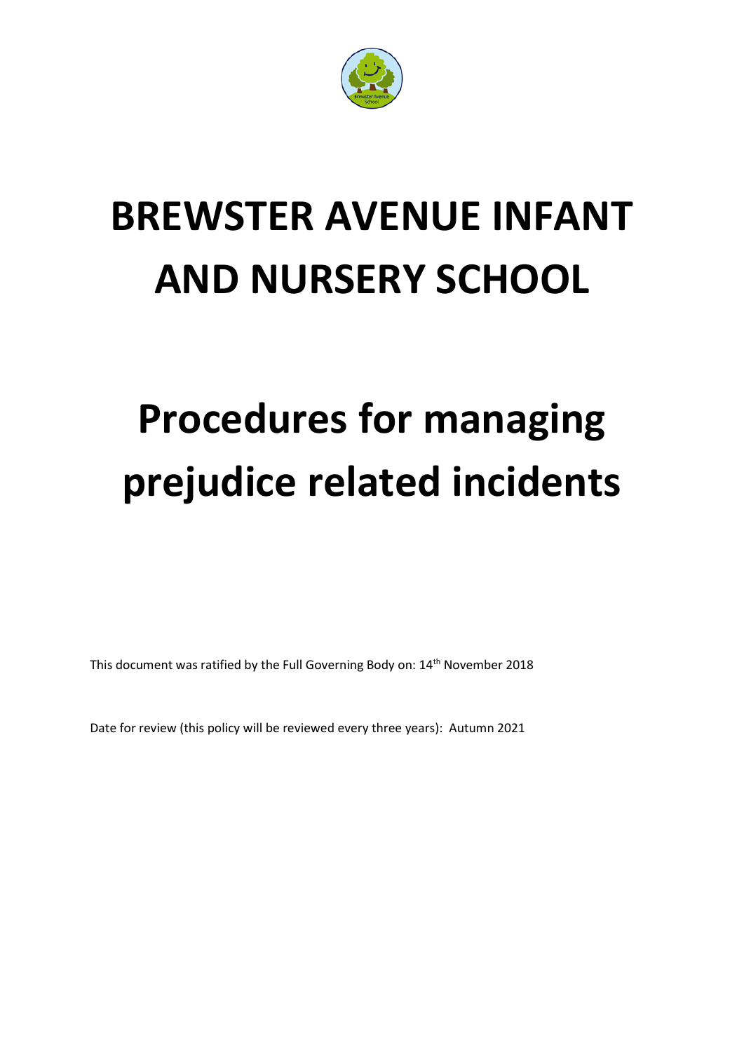# BREWSTER AVENUE INFANT AND NURSERY SCHOOL

# Procedures for managing prejudice related incidents

This document was ratified by the Full Governing Body on: 14th November 2018

Date for review (this policy will be reviewed every three years): Autumn 2021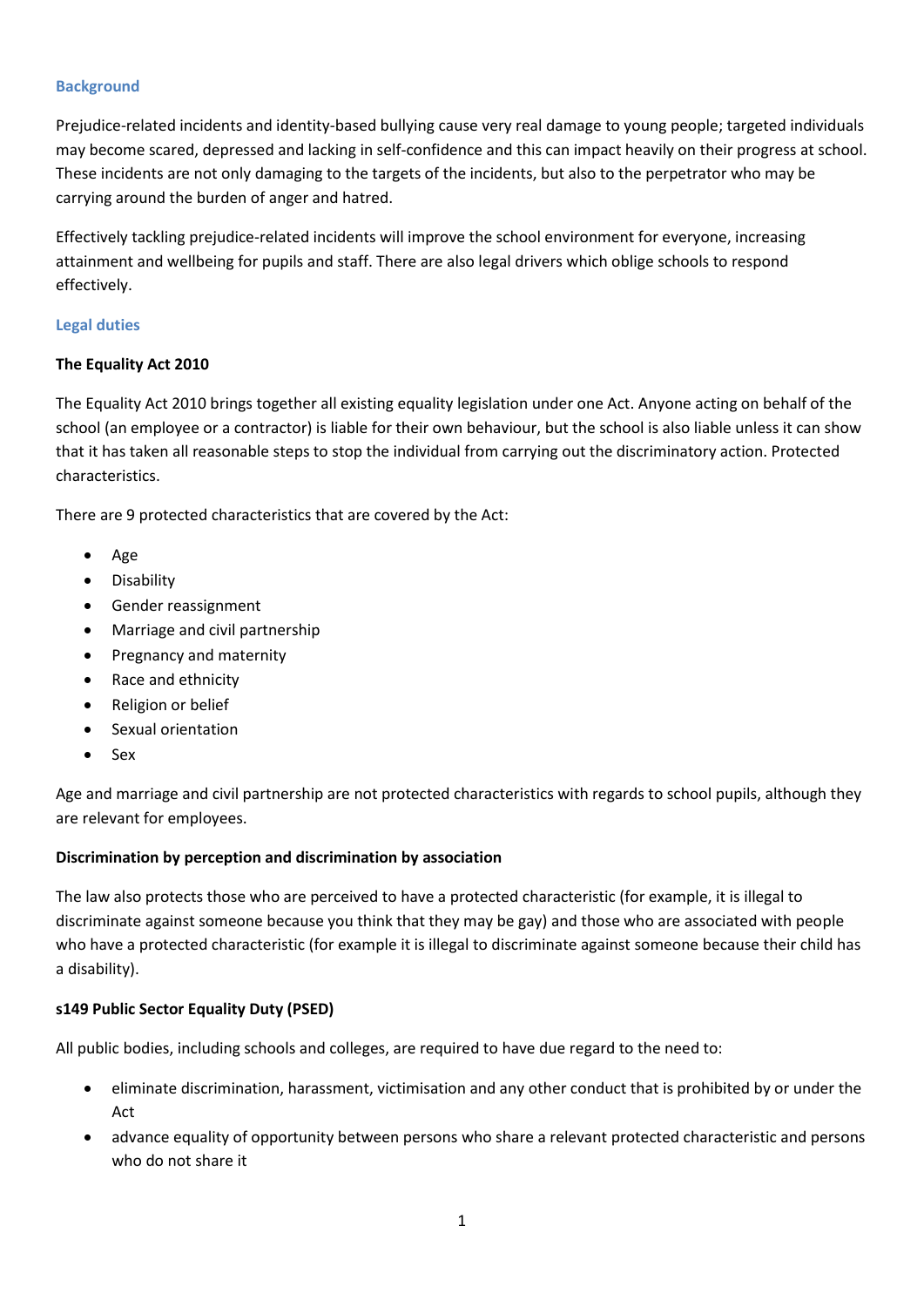## Background

Prejudice-related incidents and identity-based bullying cause very real damage to young people; targeted individuals may become scared, depressed and lacking in self-confidence and this can impact heavily on their progress at school. These incidents are not only damaging to the targets of the incidents, but also to the perpetrator who may be carrying around the burden of anger and hatred.

Effectively tackling prejudice-related incidents will improve the school environment for everyone, increasing attainment and wellbeing for pupils and staff. There are also legal drivers which oblige schools to respond effectively.

## Legal duties

### The Equality Act 2010

The Equality Act 2010 brings together all existing equality legislation under one Act. Anyone acting on behalf of the school (an employee or a contractor) is liable for their own behaviour, but the school is also liable unless it can show that it has taken all reasonable steps to stop the individual from carrying out the discriminatory action. Protected characteristics.

There are 9 protected characteristics that are covered by the Act:

- Age
- Disability
- Gender reassignment
- Marriage and civil partnership
- Pregnancy and maternity
- Race and ethnicity
- Religion or belief
- Sexual orientation
- Sex

Age and marriage and civil partnership are not protected characteristics with regards to school pupils, although they are relevant for employees.

### Discrimination by perception and discrimination by association

The law also protects those who are perceived to have a protected characteristic (for example, it is illegal to discriminate against someone because you think that they may be gay) and those who are associated with people who have a protected characteristic (for example it is illegal to discriminate against someone because their child has a disability).

### s149 Public Sector Equality Duty (PSED)

All public bodies, including schools and colleges, are required to have due regard to the need to:

- eliminate discrimination, harassment, victimisation and any other conduct that is prohibited by or under the Act
- advance equality of opportunity between persons who share a relevant protected characteristic and persons who do not share it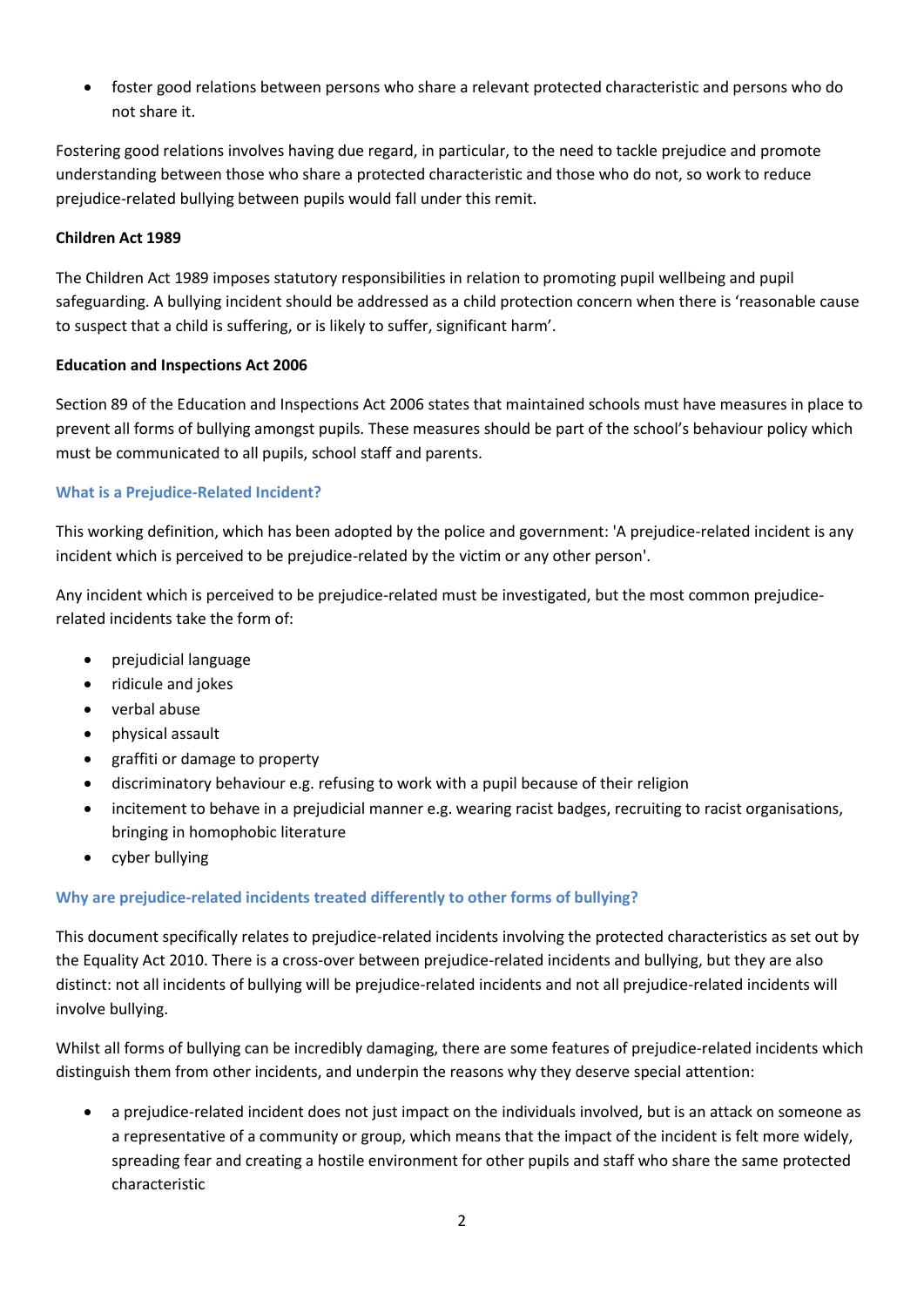- foster good relations between persons who share a relevant protected characteristic and persons who do not share it.

Fostering good relations involves having due regard, in particular, to the need to tackle prejudice and promote understanding between those who share a protected characteristic and those who do not, so work to reduce prejudice-related bullying between pupils would fall under this remit.

**Children Act 1989**

The Children Act 1989 imposes statutory responsibilities in relation to promoting pupil wellbeing and pupil safeguarding. A bullying incident should be addressed as a child protection concern when there is 'reasonable cause to suspect that a child is suffering, or is likely to suffer, significant harm'.

**Education and Inspections Act 2006**

Section 89 of the Education and Inspections Act 2006 states that maintained schools must have measures in place to prevent all forms of bullying amongst pupils. These measures should be part of the school's behaviour policy which must be communicated to all pupils, school staff and parents.

### What is a Prejudice-Related Incident?

This working definition, which has been adopted by the police and government: 'A prejudice-related incident is any incident which is perceived to be prejudice-related by the victim or any other person'.

Any incident which is perceived to be prejudice-related must be investigated, but the most common prejudice-related incidents take the form of:

- prejudicial language
- ridicule and jokes
- verbal abuse
- physical assault
- graffiti or damage to property
- discriminatory behaviour e.g. refusing to work with a pupil because of their religion
- incitement to behave in a prejudicial manner e.g. wearing racist badges, recruiting to racist organisations, bringing in homophobic literature
- cyber bullying

### Why are prejudice-related incidents treated differently to other forms of bullying?

This document specifically relates to prejudice-related incidents involving the protected characteristics as set out by the Equality Act 2010. There is a cross-over between prejudice-related incidents and bullying, but they are also distinct: not all incidents of bullying will be prejudice-related incidents and not all prejudice-related incidents will involve bullying.

Whilst all forms of bullying can be incredibly damaging, there are some features of prejudice-related incidents which distinguish them from other incidents, and underpin the reasons why they deserve special attention:

- a prejudice-related incident does not just impact on the individuals involved, but is an attack on someone as a representative of a community or group, which means that the impact of the incident is felt more widely, spreading fear and creating a hostile environment for other pupils and staff who share the same protected characteristic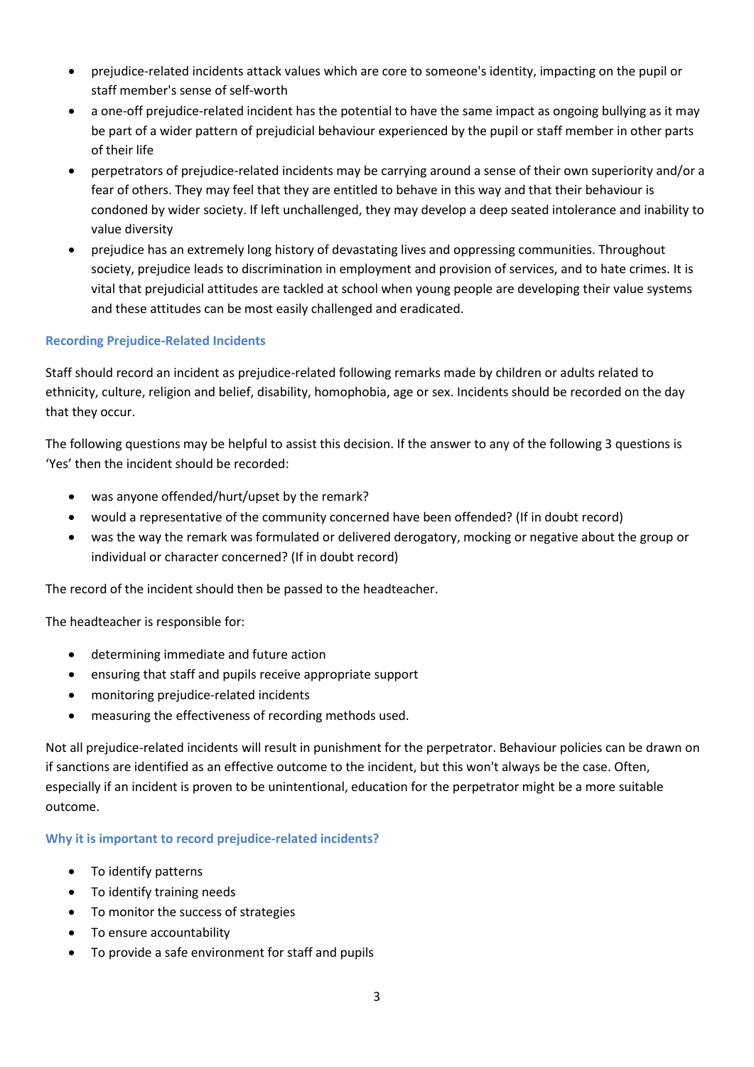- prejudice-related incidents attack values which are core to someone's identity, impacting on the pupil or staff member's sense of self-worth
- a one-off prejudice-related incident has the potential to have the same impact as ongoing bullying as it may be part of a wider pattern of prejudicial behaviour experienced by the pupil or staff member in other parts of their life
- perpetrators of prejudice-related incidents may be carrying around a sense of their own superiority and/or a fear of others. They may feel that they are entitled to behave in this way and that their behaviour is condoned by wider society. If left unchallenged, they may develop a deep seated intolerance and inability to value diversity
- prejudice has an extremely long history of devastating lives and oppressing communities. Throughout society, prejudice leads to discrimination in employment and provision of services, and to hate crimes. It is vital that prejudicial attitudes are tackled at school when young people are developing their value systems and these attitudes can be most easily challenged and eradicated.

### Recording Prejudice-Related Incidents

Staff should record an incident as prejudice-related following remarks made by children or adults related to ethnicity, culture, religion and belief, disability, homophobia, age or sex. Incidents should be recorded on the day that they occur.

The following questions may be helpful to assist this decision. If the answer to any of the following 3 questions is 'Yes' then the incident should be recorded:

- was anyone offended/hurt/upset by the remark?
- would a representative of the community concerned have been offended? (If in doubt record)
- was the way the remark was formulated or delivered derogatory, mocking or negative about the group or individual or character concerned? (If in doubt record)

The record of the incident should then be passed to the headteacher.

The headteacher is responsible for:

- determining immediate and future action
- ensuring that staff and pupils receive appropriate support
- monitoring prejudice-related incidents
- measuring the effectiveness of recording methods used.

Not all prejudice-related incidents will result in punishment for the perpetrator. Behaviour policies can be drawn on if sanctions are identified as an effective outcome to the incident, but this won't always be the case. Often, especially if an incident is proven to be unintentional, education for the perpetrator might be a more suitable outcome.

### Why it is important to record prejudice-related incidents?

- To identify patterns
- To identify training needs
- To monitor the success of strategies
- To ensure accountability
- To provide a safe environment for staff and pupils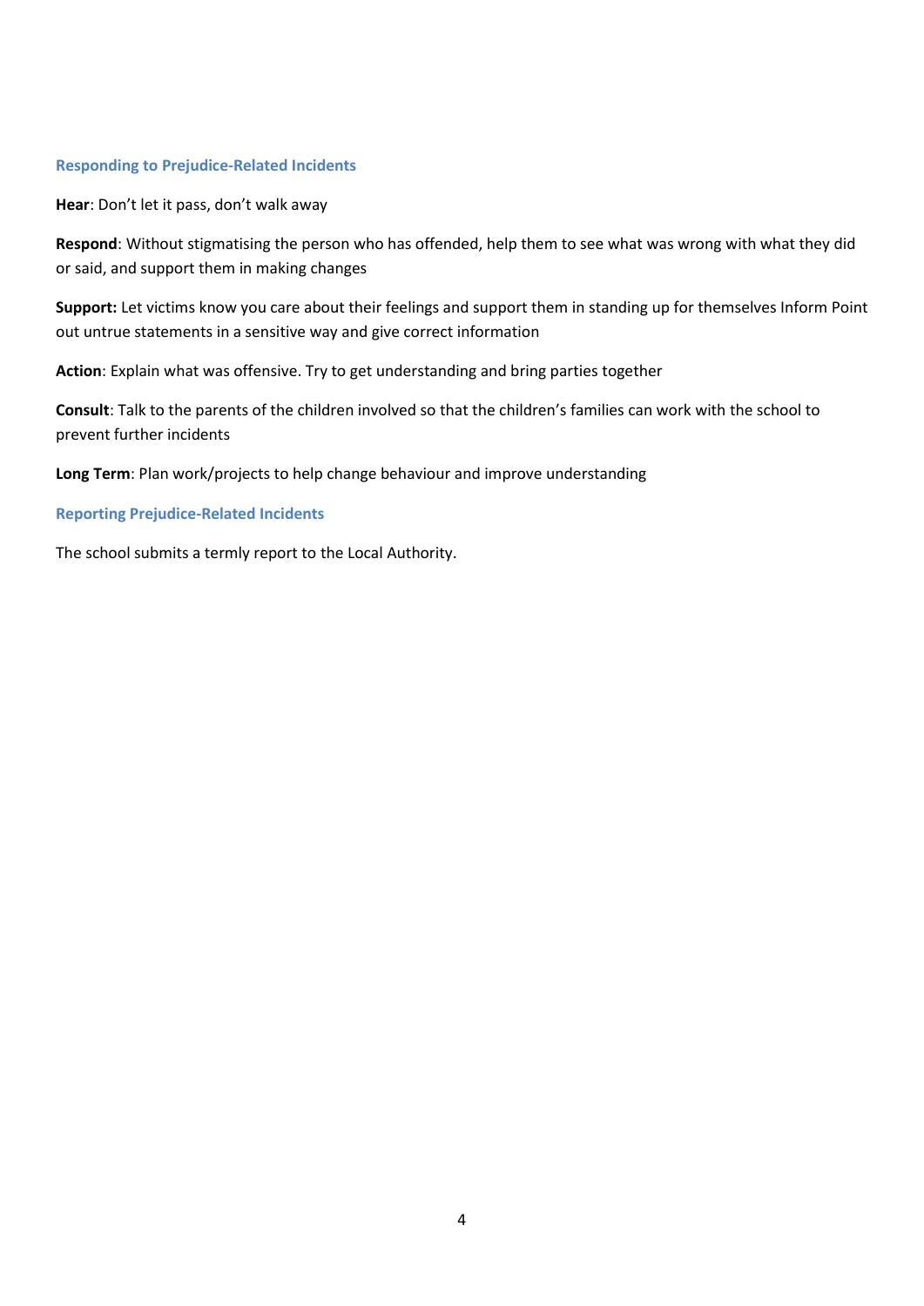### Responding to Prejudice-Related Incidents

**Hear**: Don't let it pass, don't walk away

**Respond**: Without stigmatising the person who has offended, help them to see what was wrong with what they did or said, and support them in making changes

**Support:** Let victims know you care about their feelings and support them in standing up for themselves Inform Point out untrue statements in a sensitive way and give correct information

**Action**: Explain what was offensive. Try to get understanding and bring parties together

**Consult**: Talk to the parents of the children involved so that the children's families can work with the school to prevent further incidents

**Long Term**: Plan work/projects to help change behaviour and improve understanding

### Reporting Prejudice-Related Incidents

The school submits a termly report to the Local Authority.